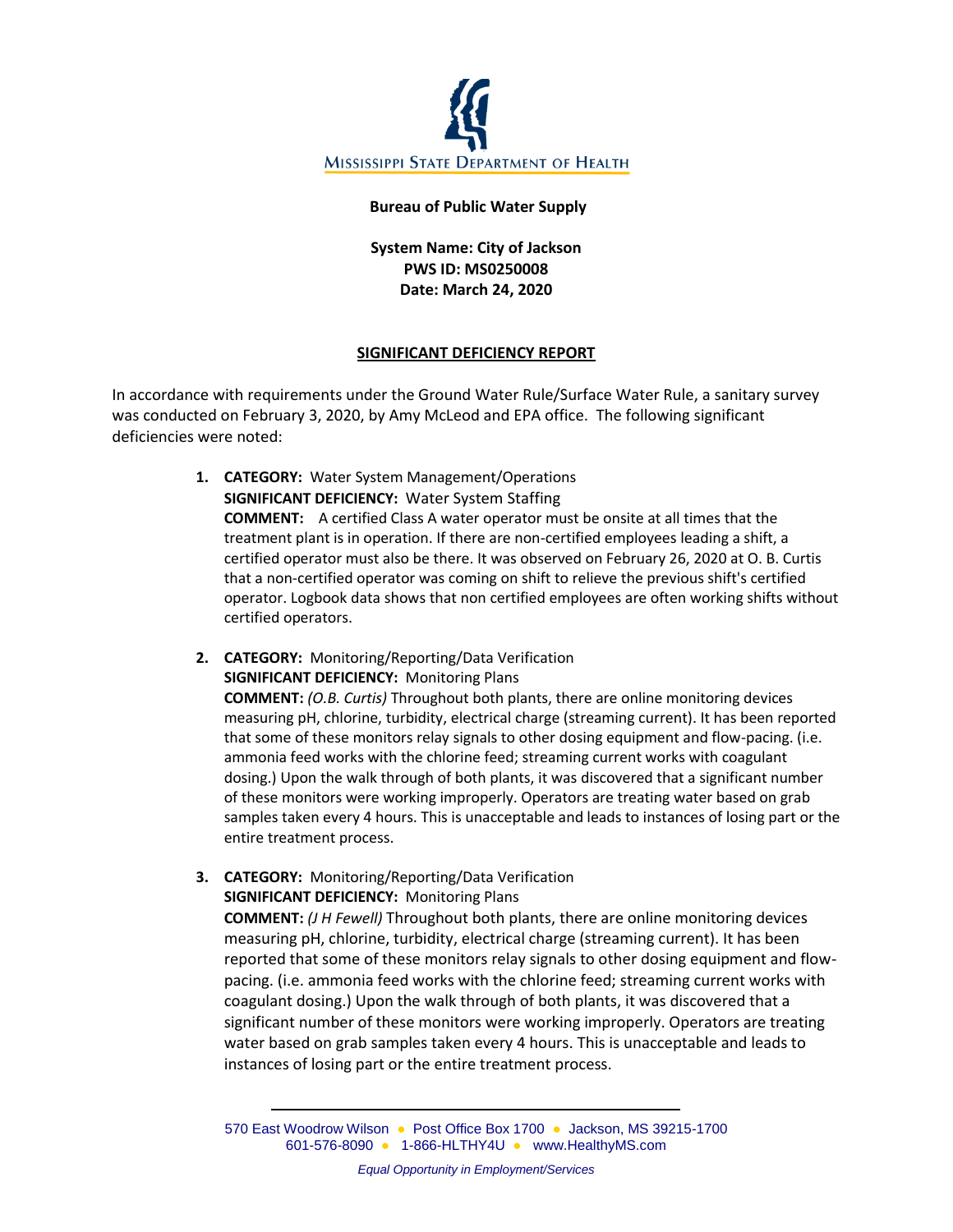MISSISSIPPI STATE DEPARTMENT OF HEALTH

**Bureau of Public Water Supply**

**System Name: City of Jackson**
**PWS ID: MS0250008**
**Date: March 24, 2020**

## SIGNIFICANT DEFICIENCY REPORT

In accordance with requirements under the Ground Water Rule/Surface Water Rule, a sanitary survey was conducted on February 3, 2020, by Amy McLeod and EPA office. The following significant deficiencies were noted:

1. **CATEGORY:** Water System Management/Operations
   **SIGNIFICANT DEFICIENCY:** Water System Staffing
   **COMMENT:** A certified Class A water operator must be onsite at all times that the treatment plant is in operation. If there are non-certified employees leading a shift, a certified operator must also be there. It was observed on February 26, 2020 at O. B. Curtis that a non-certified operator was coming on shift to relieve the previous shift's certified operator. Logbook data shows that non certified employees are often working shifts without certified operators.

2. **CATEGORY:** Monitoring/Reporting/Data Verification
   **SIGNIFICANT DEFICIENCY:** Monitoring Plans
   **COMMENT:** *(O.B. Curtis)* Throughout both plants, there are online monitoring devices measuring pH, chlorine, turbidity, electrical charge (streaming current). It has been reported that some of these monitors relay signals to other dosing equipment and flow-pacing. (i.e. ammonia feed works with the chlorine feed; streaming current works with coagulant dosing.) Upon the walk through of both plants, it was discovered that a significant number of these monitors were working improperly. Operators are treating water based on grab samples taken every 4 hours. This is unacceptable and leads to instances of losing part or the entire treatment process.

3. **CATEGORY:** Monitoring/Reporting/Data Verification
   **SIGNIFICANT DEFICIENCY:** Monitoring Plans
   **COMMENT:** *(J H Fewell)* Throughout both plants, there are online monitoring devices measuring pH, chlorine, turbidity, electrical charge (streaming current). It has been reported that some of these monitors relay signals to other dosing equipment and flow-pacing. (i.e. ammonia feed works with the chlorine feed; streaming current works with coagulant dosing.) Upon the walk through of both plants, it was discovered that a significant number of these monitors were working improperly. Operators are treating water based on grab samples taken every 4 hours. This is unacceptable and leads to instances of losing part or the entire treatment process.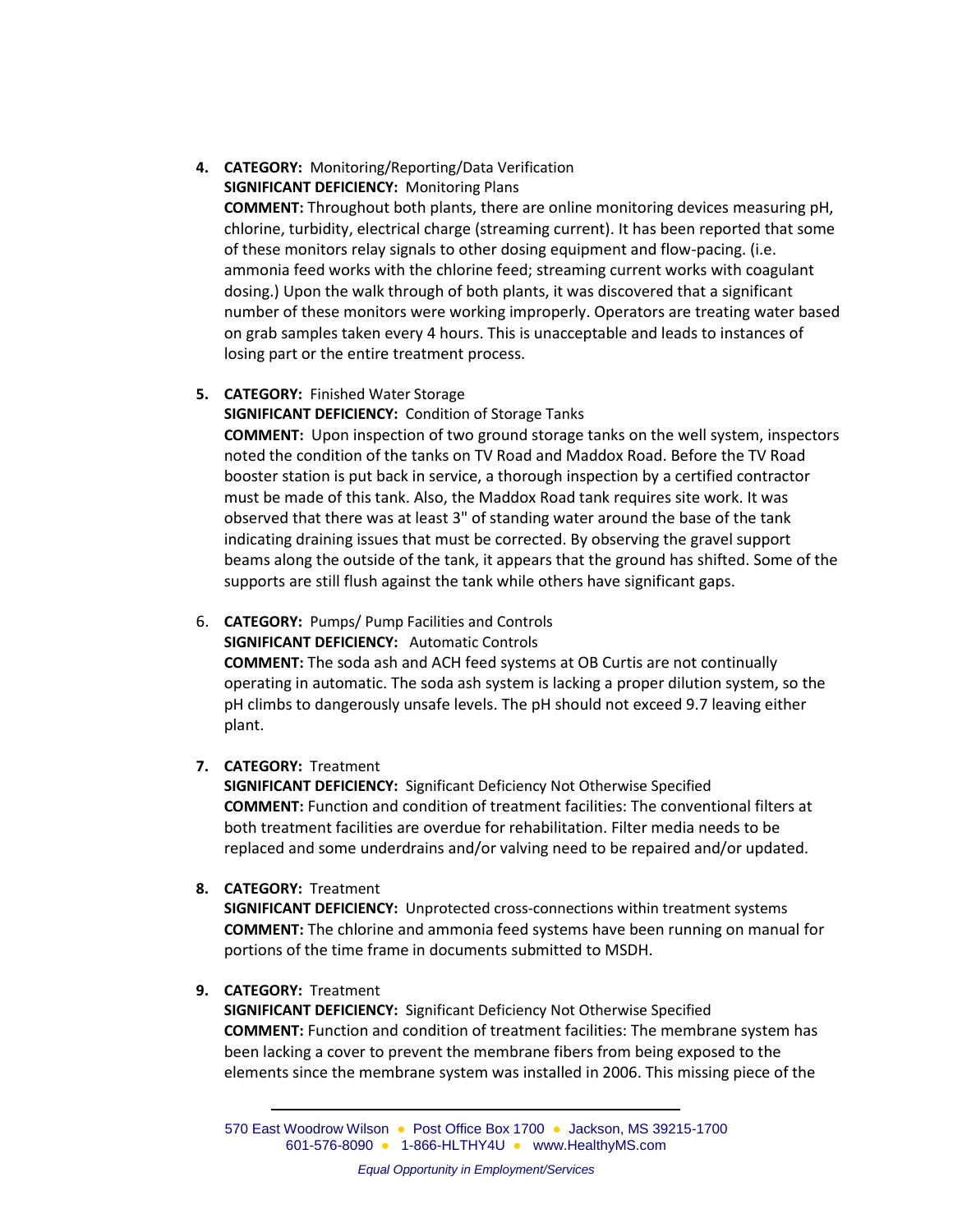4. **CATEGORY:** Monitoring/Reporting/Data Verification
   **SIGNIFICANT DEFICIENCY:** Monitoring Plans
   **COMMENT:** Throughout both plants, there are online monitoring devices measuring pH, chlorine, turbidity, electrical charge (streaming current). It has been reported that some of these monitors relay signals to other dosing equipment and flow-pacing. (i.e. ammonia feed works with the chlorine feed; streaming current works with coagulant dosing.) Upon the walk through of both plants, it was discovered that a significant number of these monitors were working improperly. Operators are treating water based on grab samples taken every 4 hours. This is unacceptable and leads to instances of losing part or the entire treatment process.

5. **CATEGORY:** Finished Water Storage
   **SIGNIFICANT DEFICIENCY:** Condition of Storage Tanks
   **COMMENT:** Upon inspection of two ground storage tanks on the well system, inspectors noted the condition of the tanks on TV Road and Maddox Road. Before the TV Road booster station is put back in service, a thorough inspection by a certified contractor must be made of this tank. Also, the Maddox Road tank requires site work. It was observed that there was at least 3" of standing water around the base of the tank indicating draining issues that must be corrected. By observing the gravel support beams along the outside of the tank, it appears that the ground has shifted. Some of the supports are still flush against the tank while others have significant gaps.

6. **CATEGORY:** Pumps/ Pump Facilities and Controls
   **SIGNIFICANT DEFICIENCY:** Automatic Controls
   **COMMENT:** The soda ash and ACH feed systems at OB Curtis are not continually operating in automatic. The soda ash system is lacking a proper dilution system, so the pH climbs to dangerously unsafe levels. The pH should not exceed 9.7 leaving either plant.

7. **CATEGORY:** Treatment
   **SIGNIFICANT DEFICIENCY:** Significant Deficiency Not Otherwise Specified
   **COMMENT:** Function and condition of treatment facilities: The conventional filters at both treatment facilities are overdue for rehabilitation. Filter media needs to be replaced and some underdrains and/or valving need to be repaired and/or updated.

8. **CATEGORY:** Treatment
   **SIGNIFICANT DEFICIENCY:** Unprotected cross-connections within treatment systems
   **COMMENT:** The chlorine and ammonia feed systems have been running on manual for portions of the time frame in documents submitted to MSDH.

9. **CATEGORY:** Treatment
   **SIGNIFICANT DEFICIENCY:** Significant Deficiency Not Otherwise Specified
   **COMMENT:** Function and condition of treatment facilities: The membrane system has been lacking a cover to prevent the membrane fibers from being exposed to the elements since the membrane system was installed in 2006. This missing piece of the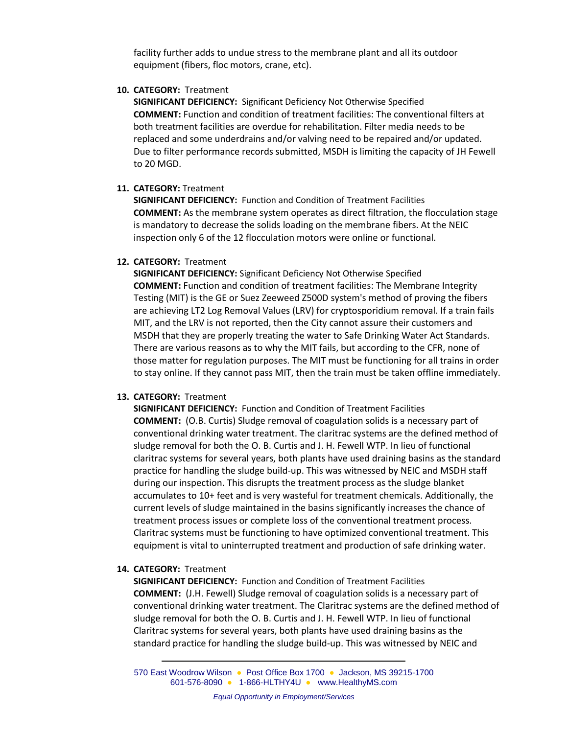facility further adds to undue stress to the membrane plant and all its outdoor equipment (fibers, floc motors, crane, etc).

10. **CATEGORY:** Treatment
    **SIGNIFICANT DEFICIENCY:** Significant Deficiency Not Otherwise Specified
    **COMMENT:** Function and condition of treatment facilities: The conventional filters at both treatment facilities are overdue for rehabilitation. Filter media needs to be replaced and some underdrains and/or valving need to be repaired and/or updated. Due to filter performance records submitted, MSDH is limiting the capacity of JH Fewell to 20 MGD.

11. **CATEGORY:** Treatment
    **SIGNIFICANT DEFICIENCY:** Function and Condition of Treatment Facilities
    **COMMENT:** As the membrane system operates as direct filtration, the flocculation stage is mandatory to decrease the solids loading on the membrane fibers. At the NEIC inspection only 6 of the 12 flocculation motors were online or functional.

12. **CATEGORY:** Treatment
    **SIGNIFICANT DEFICIENCY:** Significant Deficiency Not Otherwise Specified
    **COMMENT:** Function and condition of treatment facilities: The Membrane Integrity Testing (MIT) is the GE or Suez Zeeweed Z500D system's method of proving the fibers are achieving LT2 Log Removal Values (LRV) for cryptosporidium removal. If a train fails MIT, and the LRV is not reported, then the City cannot assure their customers and MSDH that they are properly treating the water to Safe Drinking Water Act Standards. There are various reasons as to why the MIT fails, but according to the CFR, none of those matter for regulation purposes. The MIT must be functioning for all trains in order to stay online. If they cannot pass MIT, then the train must be taken offline immediately.

13. **CATEGORY:** Treatment
    **SIGNIFICANT DEFICIENCY:** Function and Condition of Treatment Facilities
    **COMMENT:** (O.B. Curtis) Sludge removal of coagulation solids is a necessary part of conventional drinking water treatment. The claritrac systems are the defined method of sludge removal for both the O. B. Curtis and J. H. Fewell WTP. In lieu of functional claritrac systems for several years, both plants have used draining basins as the standard practice for handling the sludge build-up. This was witnessed by NEIC and MSDH staff during our inspection. This disrupts the treatment process as the sludge blanket accumulates to 10+ feet and is very wasteful for treatment chemicals. Additionally, the current levels of sludge maintained in the basins significantly increases the chance of treatment process issues or complete loss of the conventional treatment process. Claritrac systems must be functioning to have optimized conventional treatment. This equipment is vital to uninterrupted treatment and production of safe drinking water.

14. **CATEGORY:** Treatment
    **SIGNIFICANT DEFICIENCY:** Function and Condition of Treatment Facilities
    **COMMENT:** (J.H. Fewell) Sludge removal of coagulation solids is a necessary part of conventional drinking water treatment. The Claritrac systems are the defined method of sludge removal for both the O. B. Curtis and J. H. Fewell WTP. In lieu of functional Claritrac systems for several years, both plants have used draining basins as the standard practice for handling the sludge build-up. This was witnessed by NEIC and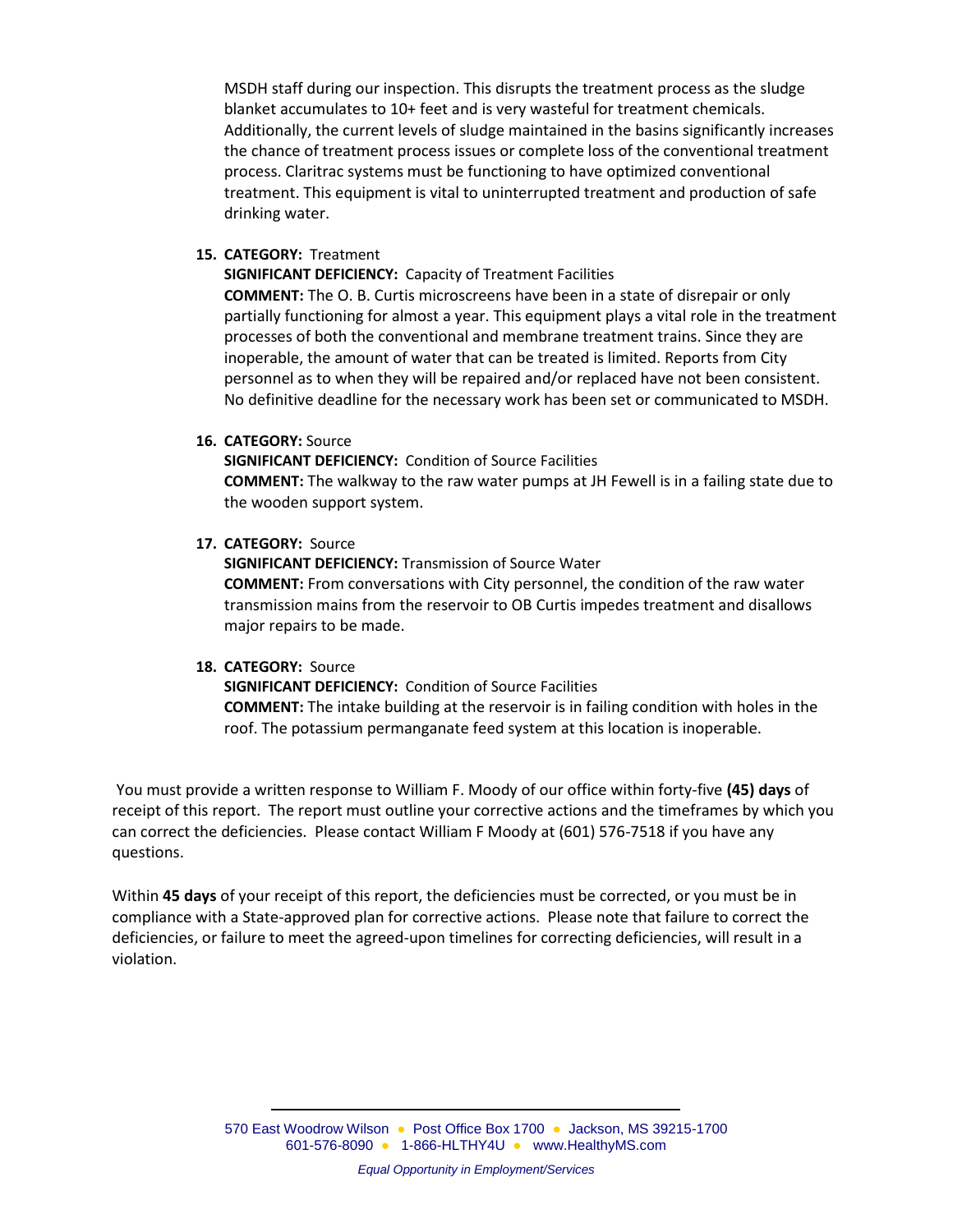MSDH staff during our inspection. This disrupts the treatment process as the sludge blanket accumulates to 10+ feet and is very wasteful for treatment chemicals. Additionally, the current levels of sludge maintained in the basins significantly increases the chance of treatment process issues or complete loss of the conventional treatment process. Claritrac systems must be functioning to have optimized conventional treatment. This equipment is vital to uninterrupted treatment and production of safe drinking water.

15. **CATEGORY:** Treatment
    **SIGNIFICANT DEFICIENCY:** Capacity of Treatment Facilities
    **COMMENT:** The O. B. Curtis microscreens have been in a state of disrepair or only partially functioning for almost a year. This equipment plays a vital role in the treatment processes of both the conventional and membrane treatment trains. Since they are inoperable, the amount of water that can be treated is limited. Reports from City personnel as to when they will be repaired and/or replaced have not been consistent. No definitive deadline for the necessary work has been set or communicated to MSDH.

16. **CATEGORY:** Source
    **SIGNIFICANT DEFICIENCY:** Condition of Source Facilities
    **COMMENT:** The walkway to the raw water pumps at JH Fewell is in a failing state due to the wooden support system.

17. **CATEGORY:** Source
    **SIGNIFICANT DEFICIENCY:** Transmission of Source Water
    **COMMENT:** From conversations with City personnel, the condition of the raw water transmission mains from the reservoir to OB Curtis impedes treatment and disallows major repairs to be made.

18. **CATEGORY:** Source
    **SIGNIFICANT DEFICIENCY:** Condition of Source Facilities
    **COMMENT:** The intake building at the reservoir is in failing condition with holes in the roof. The potassium permanganate feed system at this location is inoperable.

You must provide a written response to William F. Moody of our office within forty-five **(45) days** of receipt of this report. The report must outline your corrective actions and the timeframes by which you can correct the deficiencies. Please contact William F Moody at (601) 576-7518 if you have any questions.

Within **45 days** of your receipt of this report, the deficiencies must be corrected, or you must be in compliance with a State-approved plan for corrective actions. Please note that failure to correct the deficiencies, or failure to meet the agreed-upon timelines for correcting deficiencies, will result in a violation.

570 East Woodrow Wilson ● Post Office Box 1700 ● Jackson, MS 39215-1700
601-576-8090 ● 1-866-HLTHY4U ● www.HealthyMS.com

*Equal Opportunity in Employment/Services*